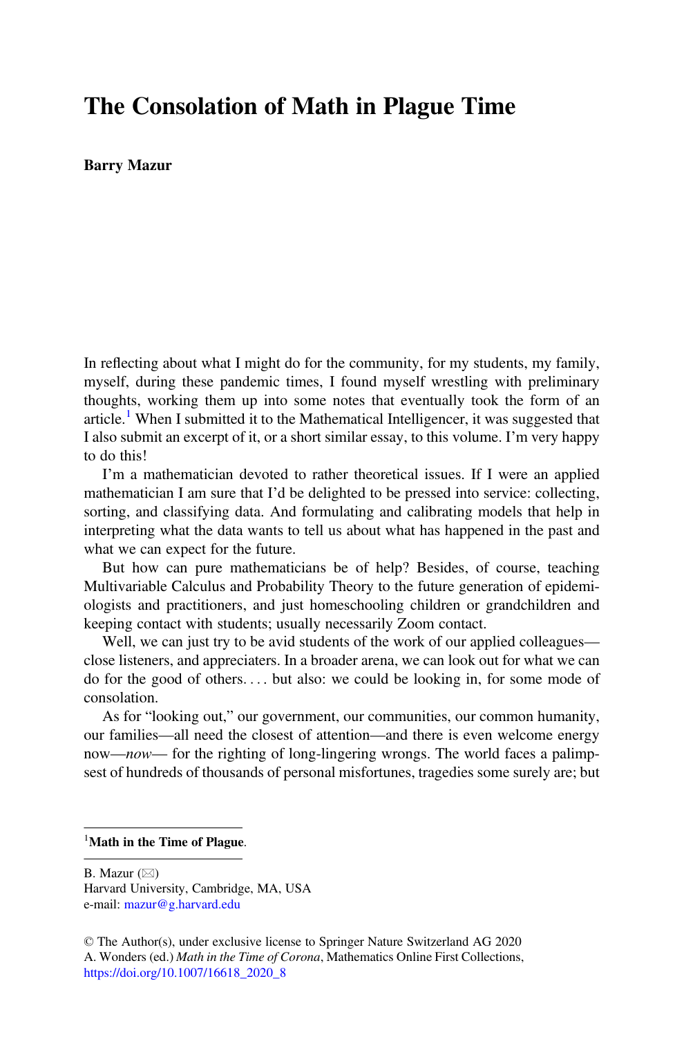# The Consolation of Math in Plague Time

**Barry Mazur**

In reflecting about what I might do for the community, for my students, my family, myself, during these pandemic times, I found myself wrestling with preliminary thoughts, working them up into some notes that eventually took the form of an article.[1] When I submitted it to the Mathematical Intelligencer, it was suggested that I also submit an excerpt of it, or a short similar essay, to this volume. I'm very happy to do this!

I'm a mathematician devoted to rather theoretical issues. If I were an applied mathematician I am sure that I'd be delighted to be pressed into service: collecting, sorting, and classifying data. And formulating and calibrating models that help in interpreting what the data wants to tell us about what has happened in the past and what we can expect for the future.

But how can pure mathematicians be of help? Besides, of course, teaching Multivariable Calculus and Probability Theory to the future generation of epidemiologists and practitioners, and just homeschooling children or grandchildren and keeping contact with students; usually necessarily Zoom contact.

Well, we can just try to be avid students of the work of our applied colleagues—close listeners, and appreciaters. In a broader arena, we can look out for what we can do for the good of others. . . . but also: we could be looking in, for some mode of consolation.

As for "looking out," our government, our communities, our common humanity, our families—all need the closest of attention—and there is even welcome energy now—*now*— for the righting of long-lingering wrongs. The world faces a palimpsest of hundreds of thousands of personal misfortunes, tragedies some surely are; but

[1]**Math in the Time of Plague**.

B. Mazur (✉)
Harvard University, Cambridge, MA, USA
e-mail: mazur@g.harvard.edu

© The Author(s), under exclusive license to Springer Nature Switzerland AG 2020
A. Wonders (ed.) *Math in the Time of Corona*, Mathematics Online First Collections,
https://doi.org/10.1007/16618_2020_8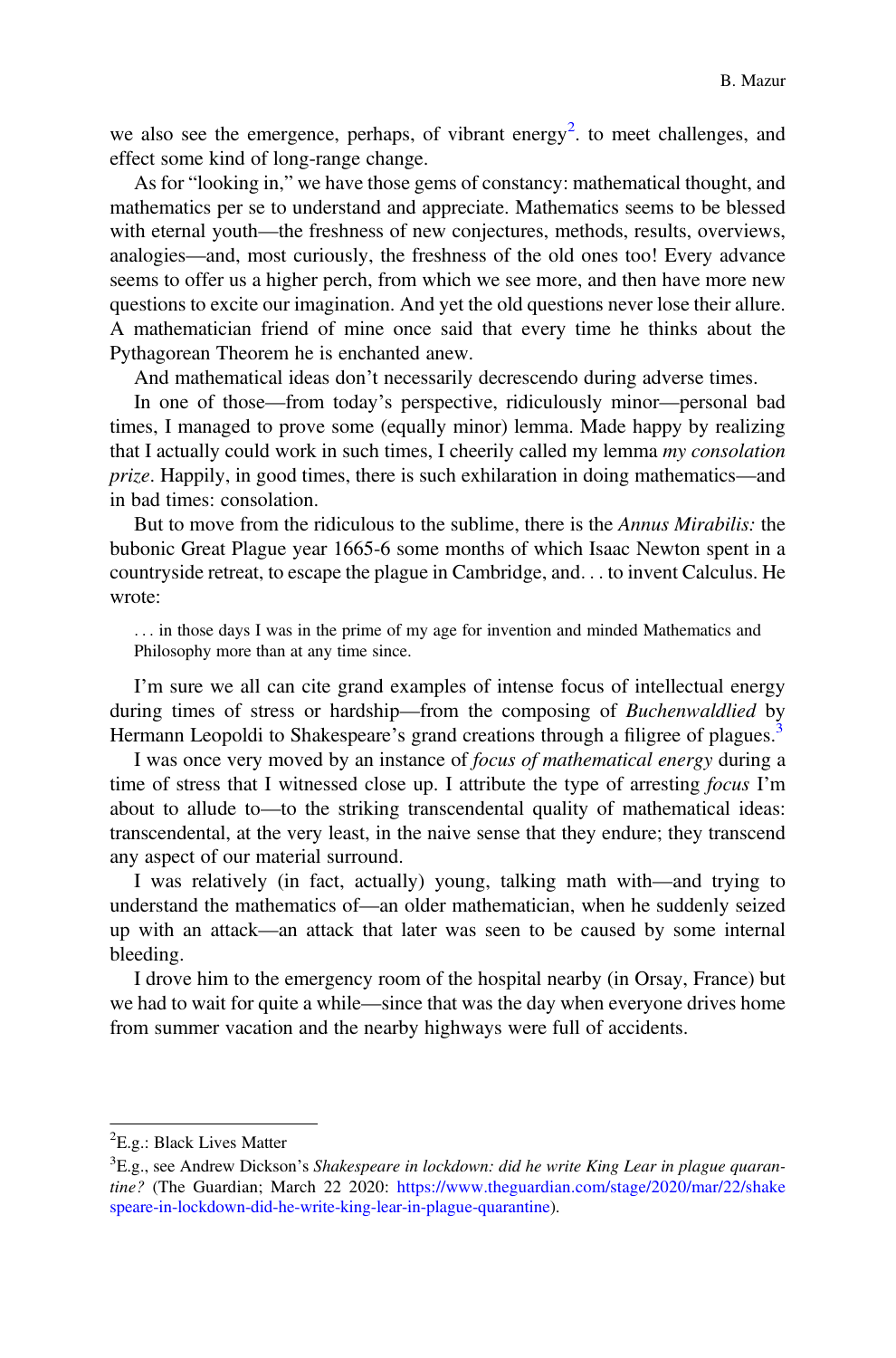we also see the emergence, perhaps, of vibrant energy[2]. to meet challenges, and effect some kind of long-range change.

As for "looking in," we have those gems of constancy: mathematical thought, and mathematics per se to understand and appreciate. Mathematics seems to be blessed with eternal youth—the freshness of new conjectures, methods, results, overviews, analogies—and, most curiously, the freshness of the old ones too! Every advance seems to offer us a higher perch, from which we see more, and then have more new questions to excite our imagination. And yet the old questions never lose their allure. A mathematician friend of mine once said that every time he thinks about the Pythagorean Theorem he is enchanted anew.

And mathematical ideas don't necessarily decrescendo during adverse times.

In one of those—from today's perspective, ridiculously minor—personal bad times, I managed to prove some (equally minor) lemma. Made happy by realizing that I actually could work in such times, I cheerily called my lemma *my consolation prize*. Happily, in good times, there is such exhilaration in doing mathematics—and in bad times: consolation.

But to move from the ridiculous to the sublime, there is the *Annus Mirabilis:* the bubonic Great Plague year 1665-6 some months of which Isaac Newton spent in a countryside retreat, to escape the plague in Cambridge, and. . . to invent Calculus. He wrote:

> . . . in those days I was in the prime of my age for invention and minded Mathematics and Philosophy more than at any time since.

I'm sure we all can cite grand examples of intense focus of intellectual energy during times of stress or hardship—from the composing of *Buchenwaldlied* by Hermann Leopoldi to Shakespeare's grand creations through a filigree of plagues.[3]

I was once very moved by an instance of *focus of mathematical energy* during a time of stress that I witnessed close up. I attribute the type of arresting *focus* I'm about to allude to—to the striking transcendental quality of mathematical ideas: transcendental, at the very least, in the naive sense that they endure; they transcend any aspect of our material surround.

I was relatively (in fact, actually) young, talking math with—and trying to understand the mathematics of—an older mathematician, when he suddenly seized up with an attack—an attack that later was seen to be caused by some internal bleeding.

I drove him to the emergency room of the hospital nearby (in Orsay, France) but we had to wait for quite a while—since that was the day when everyone drives home from summer vacation and the nearby highways were full of accidents.

---

[2] E.g.: Black Lives Matter

[3] E.g., see Andrew Dickson's *Shakespeare in lockdown: did he write King Lear in plague quarantine?* (The Guardian; March 22 2020: https://www.theguardian.com/stage/2020/mar/22/shakespeare-in-lockdown-did-he-write-king-lear-in-plague-quarantine).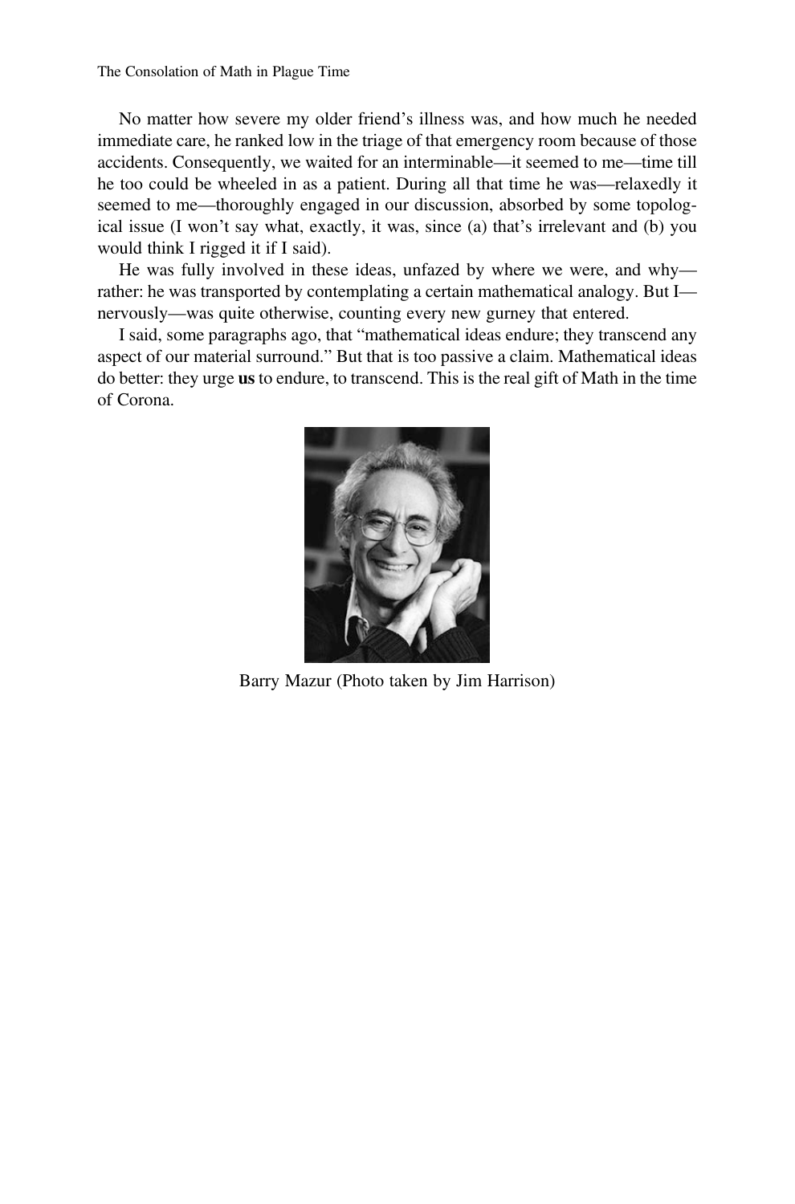No matter how severe my older friend's illness was, and how much he needed immediate care, he ranked low in the triage of that emergency room because of those accidents. Consequently, we waited for an interminable—it seemed to me—time till he too could be wheeled in as a patient. During all that time he was—relaxedly it seemed to me—thoroughly engaged in our discussion, absorbed by some topological issue (I won't say what, exactly, it was, since (a) that's irrelevant and (b) you would think I rigged it if I said).

He was fully involved in these ideas, unfazed by where we were, and why—rather: he was transported by contemplating a certain mathematical analogy. But I—nervously—was quite otherwise, counting every new gurney that entered.

I said, some paragraphs ago, that "mathematical ideas endure; they transcend any aspect of our material surround." But that is too passive a claim. Mathematical ideas do better: they urge **us** to endure, to transcend. This is the real gift of Math in the time of Corona.

Barry Mazur (Photo taken by Jim Harrison)